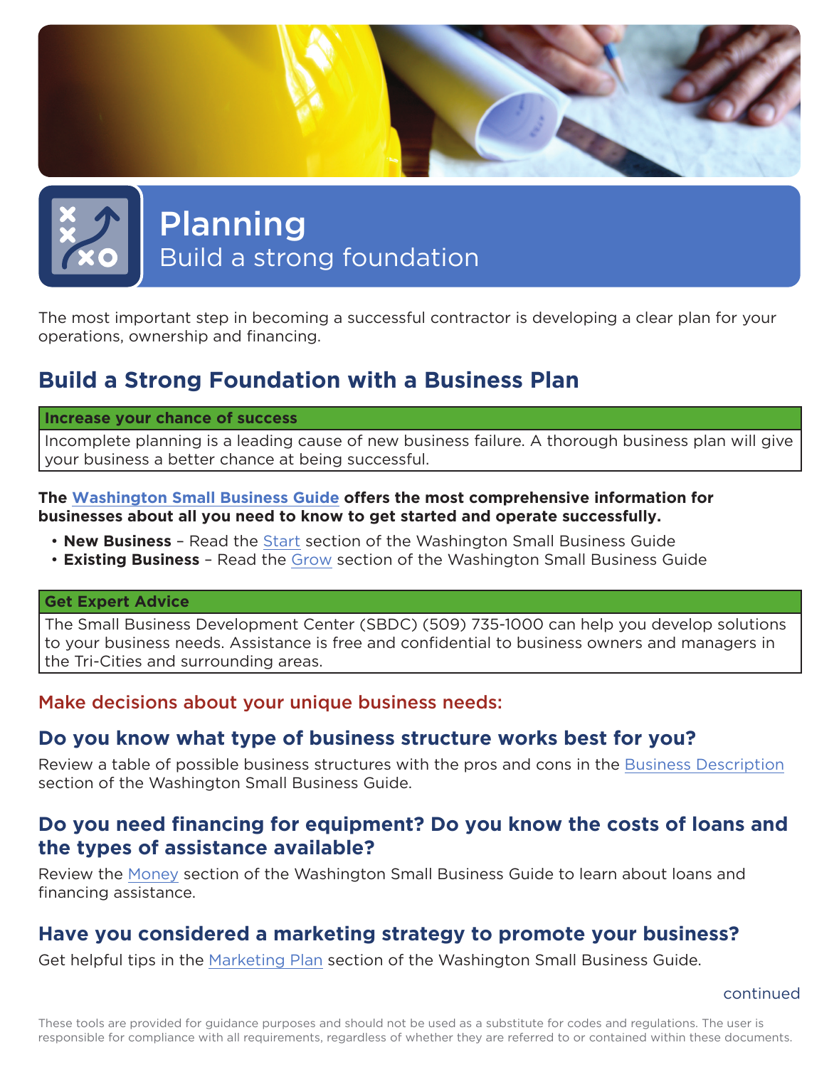# Planning

Build a strong foundation

The most important step in becoming a successful contractor is developing a clear plan for your operations, ownership and financing.

## Build a Strong Foundation with a Business Plan

| Increase your chance of success |
|---|
| Incomplete planning is a leading cause of new business failure. A thorough business plan will give your business a better chance at being successful. |

**The Washington Small Business Guide offers the most comprehensive information for businesses about all you need to know to get started and operate successfully.**

- **New Business** – Read the Start section of the Washington Small Business Guide
- **Existing Business** – Read the Grow section of the Washington Small Business Guide

| Get Expert Advice |
|---|
| The Small Business Development Center (SBDC) (509) 735-1000 can help you develop solutions to your business needs. Assistance is free and confidential to business owners and managers in the Tri-Cities and surrounding areas. |

Make decisions about your unique business needs:

### Do you know what type of business structure works best for you?

Review a table of possible business structures with the pros and cons in the Business Description section of the Washington Small Business Guide.

### Do you need financing for equipment? Do you know the costs of loans and the types of assistance available?

Review the Money section of the Washington Small Business Guide to learn about loans and financing assistance.

### Have you considered a marketing strategy to promote your business?

Get helpful tips in the Marketing Plan section of the Washington Small Business Guide.

continued

These tools are provided for guidance purposes and should not be used as a substitute for codes and regulations. The user is responsible for compliance with all requirements, regardless of whether they are referred to or contained within these documents.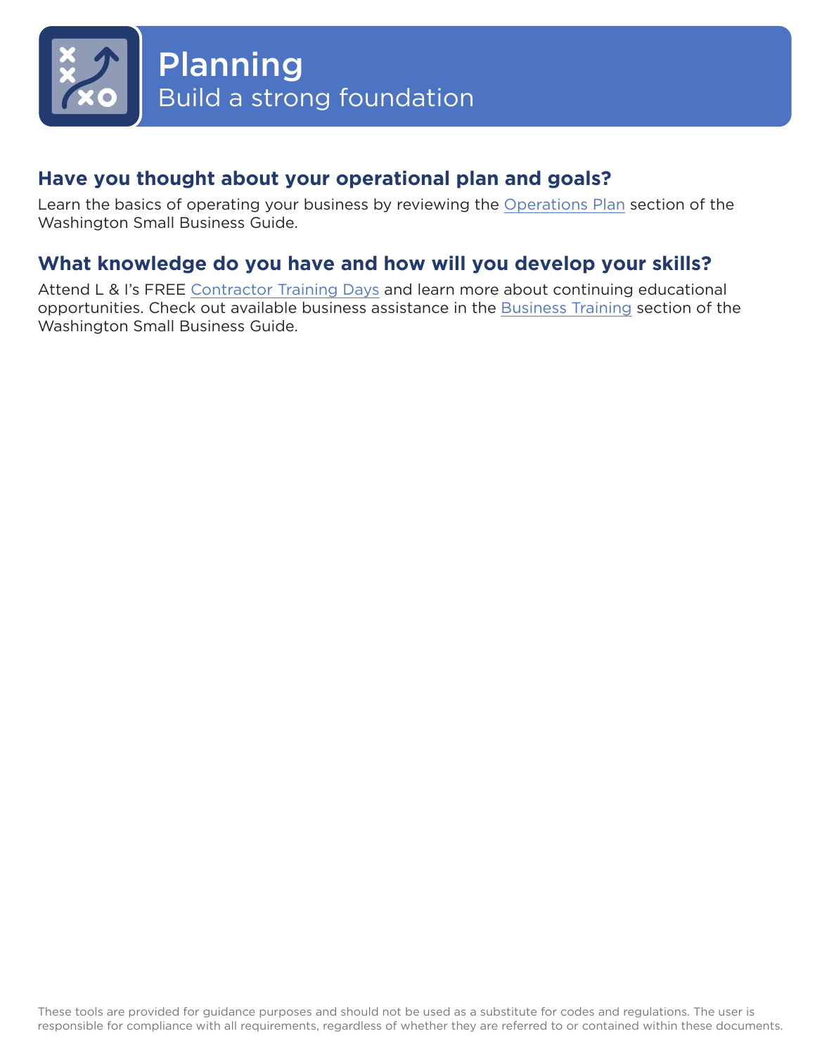# Planning

Build a strong foundation

## Have you thought about your operational plan and goals?

Learn the basics of operating your business by reviewing the Operations Plan section of the Washington Small Business Guide.

## What knowledge do you have and how will you develop your skills?

Attend L & I's FREE Contractor Training Days and learn more about continuing educational opportunities. Check out available business assistance in the Business Training section of the Washington Small Business Guide.

These tools are provided for guidance purposes and should not be used as a substitute for codes and regulations. The user is responsible for compliance with all requirements, regardless of whether they are referred to or contained within these documents.